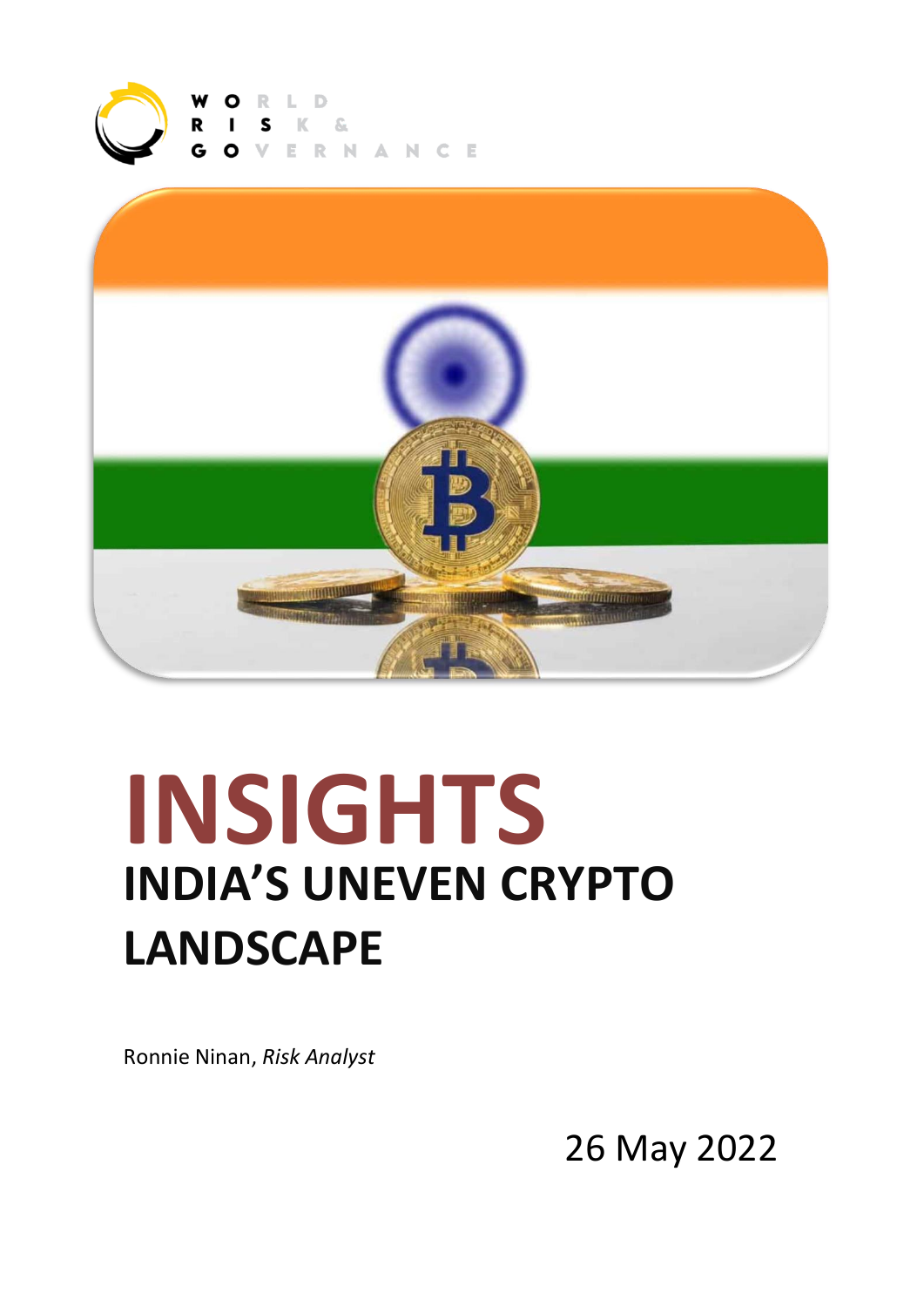WORLD RISK & GOVERNANCE

# INSIGHTS

## INDIA'S UNEVEN CRYPTO LANDSCAPE

Ronnie Ninan, *Risk Analyst*

26 May 2022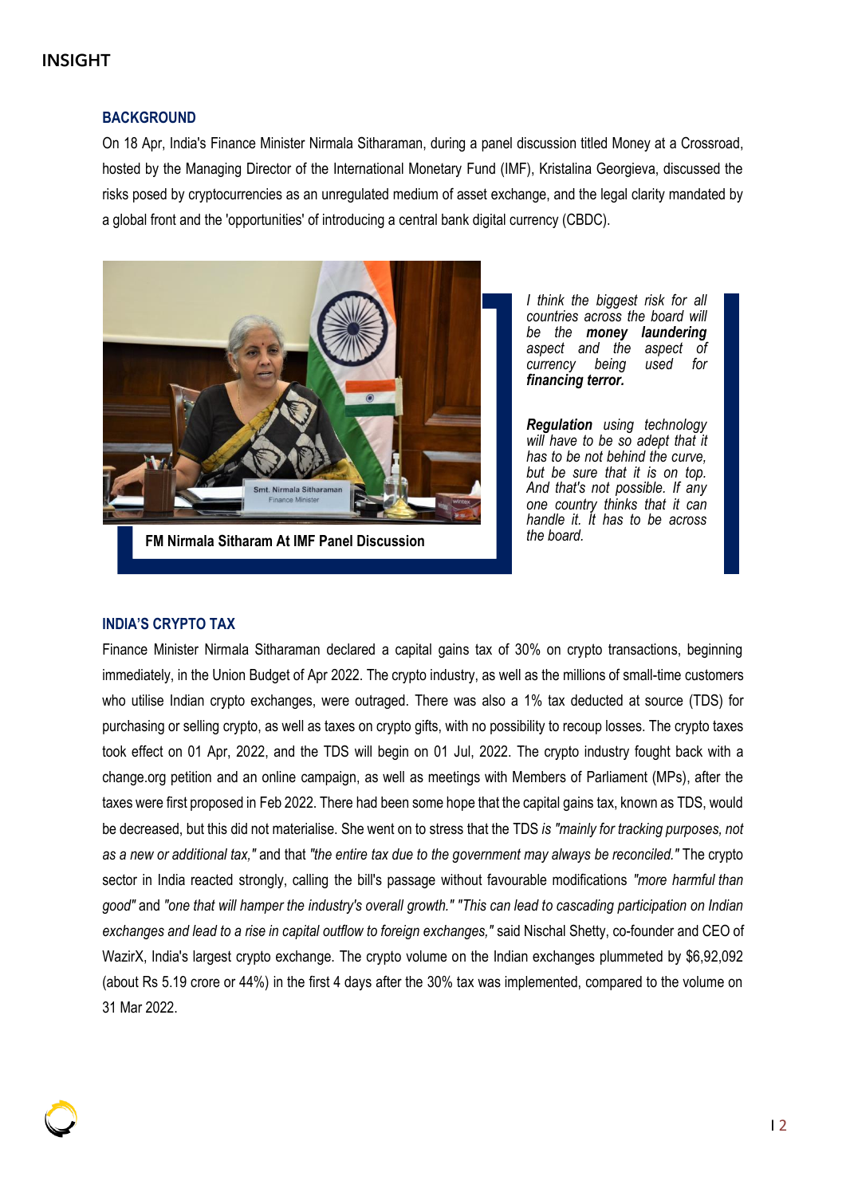## BACKGROUND

On 18 Apr, India's Finance Minister Nirmala Sitharaman, during a panel discussion titled Money at a Crossroad, hosted by the Managing Director of the International Monetary Fund (IMF), Kristalina Georgieva, discussed the risks posed by cryptocurrencies as an unregulated medium of asset exchange, and the legal clarity mandated by a global front and the 'opportunities' of introducing a central bank digital currency (CBDC).

FM Nirmala Sitharam At IMF Panel Discussion

*I think the biggest risk for all countries across the board will be the **money laundering** aspect and the aspect of currency being used for **financing terror.***

***Regulation** using technology will have to be so adept that it has to be not behind the curve, but be sure that it is on top. And that's not possible. If any one country thinks that it can handle it. It has to be across the board.*

## INDIA'S CRYPTO TAX

Finance Minister Nirmala Sitharaman declared a capital gains tax of 30% on crypto transactions, beginning immediately, in the Union Budget of Apr 2022. The crypto industry, as well as the millions of small-time customers who utilise Indian crypto exchanges, were outraged. There was also a 1% tax deducted at source (TDS) for purchasing or selling crypto, as well as taxes on crypto gifts, with no possibility to recoup losses. The crypto taxes took effect on 01 Apr, 2022, and the TDS will begin on 01 Jul, 2022. The crypto industry fought back with a change.org petition and an online campaign, as well as meetings with Members of Parliament (MPs), after the taxes were first proposed in Feb 2022. There had been some hope that the capital gains tax, known as TDS, would be decreased, but this did not materialise. She went on to stress that the TDS *is "mainly for tracking purposes, not as a new or additional tax,"* and that *"the entire tax due to the government may always be reconciled."* The crypto sector in India reacted strongly, calling the bill's passage without favourable modifications *"more harmful than good"* and *"one that will hamper the industry's overall growth." "This can lead to cascading participation on Indian exchanges and lead to a rise in capital outflow to foreign exchanges,"* said Nischal Shetty, co-founder and CEO of WazirX, India's largest crypto exchange. The crypto volume on the Indian exchanges plummeted by $6,92,092 (about Rs 5.19 crore or 44%) in the first 4 days after the 30% tax was implemented, compared to the volume on 31 Mar 2022.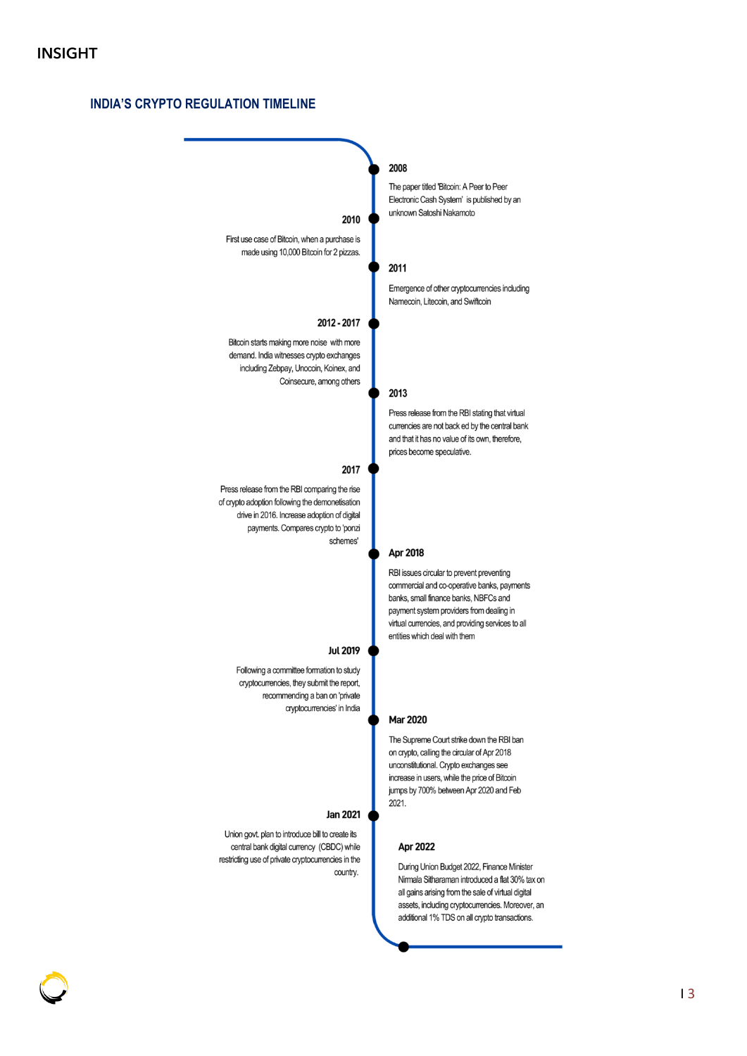## INSIGHT

### INDIA'S CRYPTO REGULATION TIMELINE

**2008**

The paper titled 'Bitcoin: A Peer to Peer Electronic Cash System' is published by an unknown Satoshi Nakamoto

**2010**

First use case of Bitcoin, when a purchase is made using 10,000 Bitcoin for 2 pizzas.

**2011**

Emergence of other cryptocurrencies including Namecoin, Litecoin, and Swiftcoin

**2012 - 2017**

Bitcoin starts making more noise with more demand. India witnesses crypto exchanges including Zebpay, Unocoin, Koinex, and Coinsecure, among others

**2013**

Press release from the RBI stating that virtual currencies are not back ed by the central bank and that it has no value of its own, therefore, prices become speculative.

**2017**

Press release from the RBI comparing the rise of crypto adoption following the demonetisation drive in 2016. Increase adoption of digital payments. Compares crypto to 'ponzi schemes'

**Apr 2018**

RBI issues circular to prevent preventing commercial and co-operative banks, payments banks, small finance banks, NBFCs and payment system providers from dealing in virtual currencies, and providing services to all entities which deal with them

**Jul 2019**

Following a committee formation to study cryptocurrencies, they submit the report, recommending a ban on 'private cryptocurrencies' in India

**Mar 2020**

The Supreme Court strike down the RBI ban on crypto, calling the circular of Apr 2018 unconstitutional. Crypto exchanges see increase in users, while the price of Bitcoin jumps by 700% between Apr 2020 and Feb 2021.

**Jan 2021**

Union govt. plan to introduce bill to create its central bank digital currency (CBDC) while restricting use of private cryptocurrencies in the country.

**Apr 2022**

During Union Budget 2022, Finance Minister Nirmala Sitharaman introduced a flat 30% tax on all gains arising from the sale of virtual digital assets, including cryptocurrencies. Moreover, an additional 1% TDS on all crypto transactions.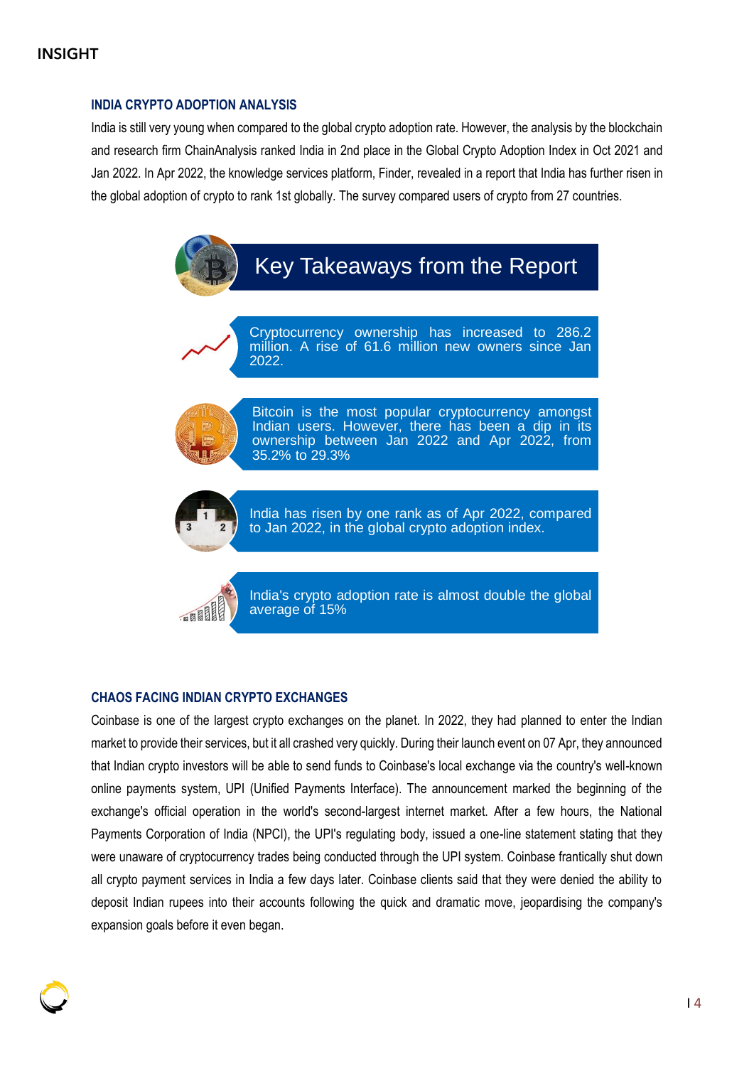## INSIGHT

### INDIA CRYPTO ADOPTION ANALYSIS

India is still very young when compared to the global crypto adoption rate. However, the analysis by the blockchain and research firm ChainAnalysis ranked India in 2nd place in the Global Crypto Adoption Index in Oct 2021 and Jan 2022. In Apr 2022, the knowledge services platform, Finder, revealed in a report that India has further risen in the global adoption of crypto to rank 1st globally. The survey compared users of crypto from 27 countries.

### Key Takeaways from the Report

- Cryptocurrency ownership has increased to 286.2 million. A rise of 61.6 million new owners since Jan 2022.
- Bitcoin is the most popular cryptocurrency amongst Indian users. However, there has been a dip in its ownership between Jan 2022 and Apr 2022, from 35.2% to 29.3%
- India has risen by one rank as of Apr 2022, compared to Jan 2022, in the global crypto adoption index.
- India's crypto adoption rate is almost double the global average of 15%

### CHAOS FACING INDIAN CRYPTO EXCHANGES

Coinbase is one of the largest crypto exchanges on the planet. In 2022, they had planned to enter the Indian market to provide their services, but it all crashed very quickly. During their launch event on 07 Apr, they announced that Indian crypto investors will be able to send funds to Coinbase's local exchange via the country's well-known online payments system, UPI (Unified Payments Interface). The announcement marked the beginning of the exchange's official operation in the world's second-largest internet market. After a few hours, the National Payments Corporation of India (NPCI), the UPI's regulating body, issued a one-line statement stating that they were unaware of cryptocurrency trades being conducted through the UPI system. Coinbase frantically shut down all crypto payment services in India a few days later. Coinbase clients said that they were denied the ability to deposit Indian rupees into their accounts following the quick and dramatic move, jeopardising the company's expansion goals before it even began.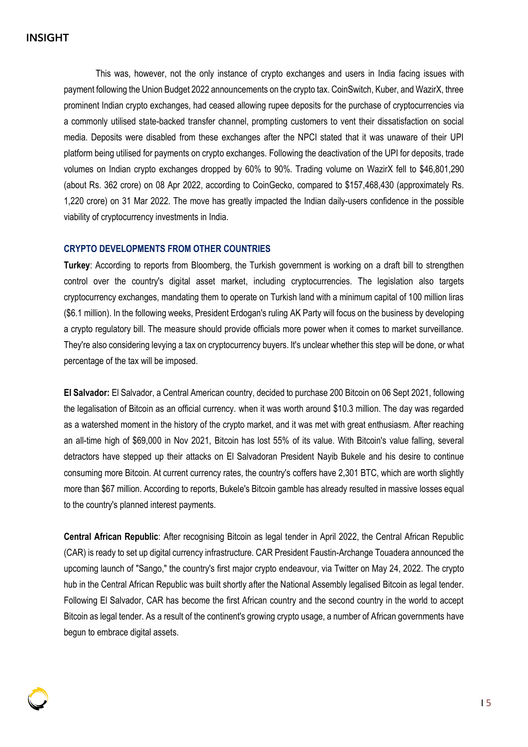This was, however, not the only instance of crypto exchanges and users in India facing issues with payment following the Union Budget 2022 announcements on the crypto tax. CoinSwitch, Kuber, and WazirX, three prominent Indian crypto exchanges, had ceased allowing rupee deposits for the purchase of cryptocurrencies via a commonly utilised state-backed transfer channel, prompting customers to vent their dissatisfaction on social media. Deposits were disabled from these exchanges after the NPCI stated that it was unaware of their UPI platform being utilised for payments on crypto exchanges. Following the deactivation of the UPI for deposits, trade volumes on Indian crypto exchanges dropped by 60% to 90%. Trading volume on WazirX fell to $46,801,290 (about Rs. 362 crore) on 08 Apr 2022, according to CoinGecko, compared to $157,468,430 (approximately Rs. 1,220 crore) on 31 Mar 2022. The move has greatly impacted the Indian daily-users confidence in the possible viability of cryptocurrency investments in India.

## CRYPTO DEVELOPMENTS FROM OTHER COUNTRIES

**Turkey**: According to reports from Bloomberg, the Turkish government is working on a draft bill to strengthen control over the country's digital asset market, including cryptocurrencies. The legislation also targets cryptocurrency exchanges, mandating them to operate on Turkish land with a minimum capital of 100 million liras ($6.1 million). In the following weeks, President Erdogan's ruling AK Party will focus on the business by developing a crypto regulatory bill. The measure should provide officials more power when it comes to market surveillance. They're also considering levying a tax on cryptocurrency buyers. It's unclear whether this step will be done, or what percentage of the tax will be imposed.

**El Salvador:** El Salvador, a Central American country, decided to purchase 200 Bitcoin on 06 Sept 2021, following the legalisation of Bitcoin as an official currency. when it was worth around $10.3 million. The day was regarded as a watershed moment in the history of the crypto market, and it was met with great enthusiasm. After reaching an all-time high of $69,000 in Nov 2021, Bitcoin has lost 55% of its value. With Bitcoin's value falling, several detractors have stepped up their attacks on El Salvadoran President Nayib Bukele and his desire to continue consuming more Bitcoin. At current currency rates, the country's coffers have 2,301 BTC, which are worth slightly more than $67 million. According to reports, Bukele's Bitcoin gamble has already resulted in massive losses equal to the country's planned interest payments.

**Central African Republic**: After recognising Bitcoin as legal tender in April 2022, the Central African Republic (CAR) is ready to set up digital currency infrastructure. CAR President Faustin-Archange Touadera announced the upcoming launch of "Sango," the country's first major crypto endeavour, via Twitter on May 24, 2022. The crypto hub in the Central African Republic was built shortly after the National Assembly legalised Bitcoin as legal tender. Following El Salvador, CAR has become the first African country and the second country in the world to accept Bitcoin as legal tender. As a result of the continent's growing crypto usage, a number of African governments have begun to embrace digital assets.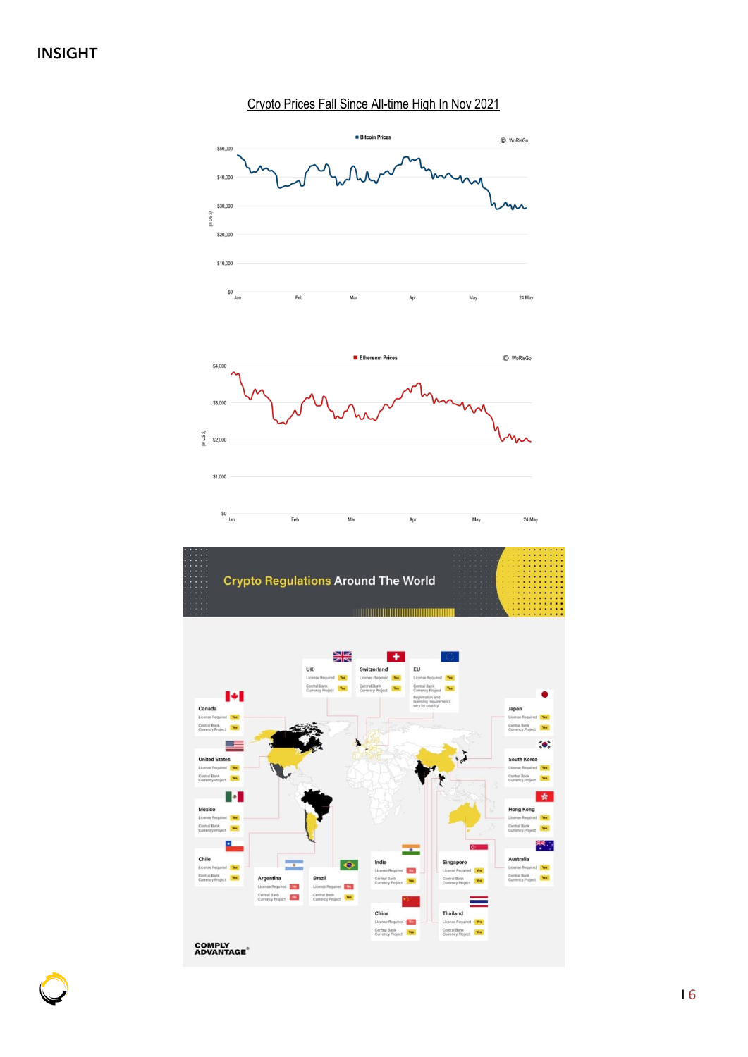Crypto Prices Fall Since All-time High In Nov 2021

**Bitcoin Prices**

© WoRisGo

(in US $)

$50,000
$40,000
$30,000
$20,000
$10,000
$0

Jan Feb Mar Apr May 24 May

**Ethereum Prices**

© WoRisGo

(in US $)

$4,000
$3,000
$2,000
$1,000
$0

Jan Feb Mar Apr May 24 May

## Crypto Regulations Around The World

| Country | License Required | Central Bank Currency Project |
|---|---|---|
| UK | Yes | Yes |
| Switzerland | Yes | Yes |
| EU | Yes | Yes |
| Canada | Yes | Yes |
| Japan | Yes | Yes |
| United States | Yes | Yes |
| South Korea | Yes | Yes |
| Mexico | Yes | Yes |
| Hong Kong | Yes | Yes |
| Chile | Yes | Yes |
| Argentina | No | No |
| Brazil | No | Yes |
| India | No | Yes |
| Singapore | Yes | Yes |
| Australia | Yes | Yes |
| China | No | Yes |
| Thailand | Yes | Yes |

EU: Registration and licensing requirements vary by country

COMPLY ADVANTAGE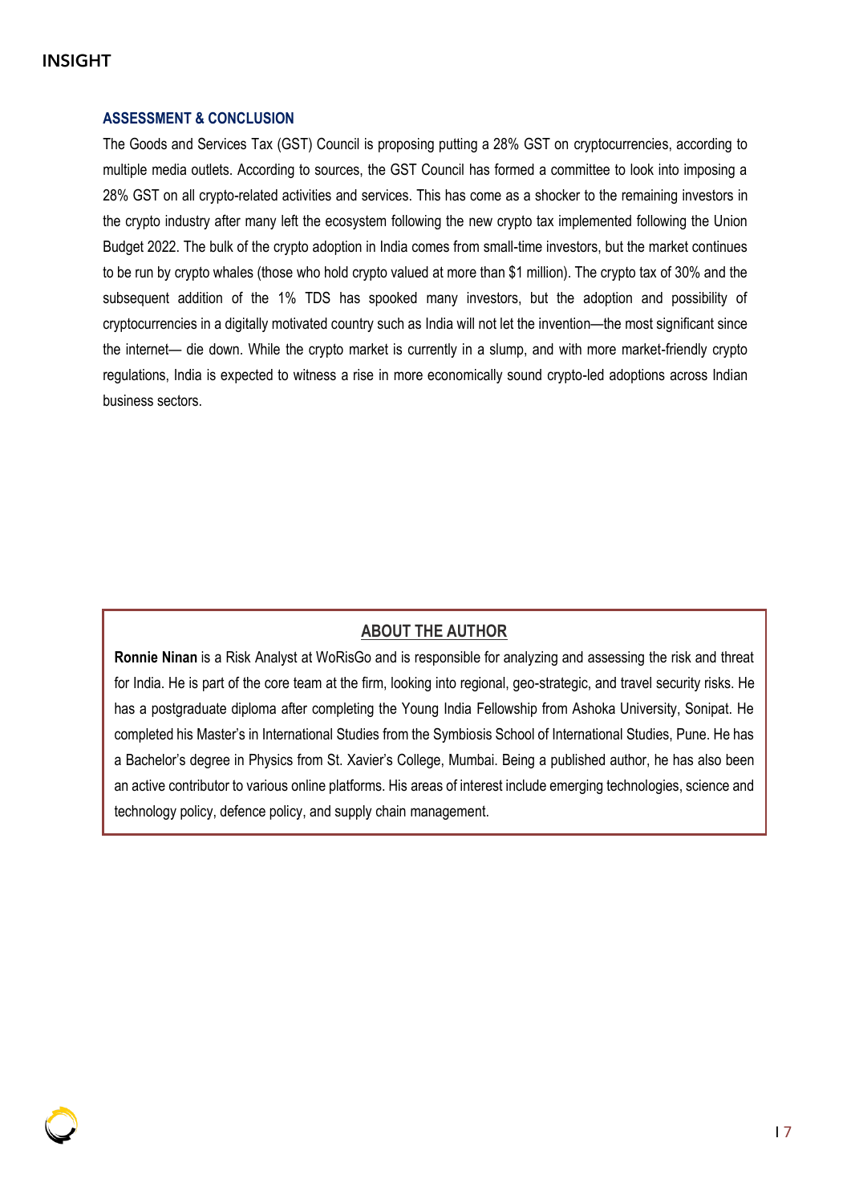### ASSESSMENT & CONCLUSION

The Goods and Services Tax (GST) Council is proposing putting a 28% GST on cryptocurrencies, according to multiple media outlets. According to sources, the GST Council has formed a committee to look into imposing a 28% GST on all crypto-related activities and services. This has come as a shocker to the remaining investors in the crypto industry after many left the ecosystem following the new crypto tax implemented following the Union Budget 2022. The bulk of the crypto adoption in India comes from small-time investors, but the market continues to be run by crypto whales (those who hold crypto valued at more than $1 million). The crypto tax of 30% and the subsequent addition of the 1% TDS has spooked many investors, but the adoption and possibility of cryptocurrencies in a digitally motivated country such as India will not let the invention—the most significant since the internet— die down. While the crypto market is currently in a slump, and with more market-friendly crypto regulations, India is expected to witness a rise in more economically sound crypto-led adoptions across Indian business sectors.

### ABOUT THE AUTHOR

**Ronnie Ninan** is a Risk Analyst at WoRisGo and is responsible for analyzing and assessing the risk and threat for India. He is part of the core team at the firm, looking into regional, geo-strategic, and travel security risks. He has a postgraduate diploma after completing the Young India Fellowship from Ashoka University, Sonipat. He completed his Master's in International Studies from the Symbiosis School of International Studies, Pune. He has a Bachelor's degree in Physics from St. Xavier's College, Mumbai. Being a published author, he has also been an active contributor to various online platforms. His areas of interest include emerging technologies, science and technology policy, defence policy, and supply chain management.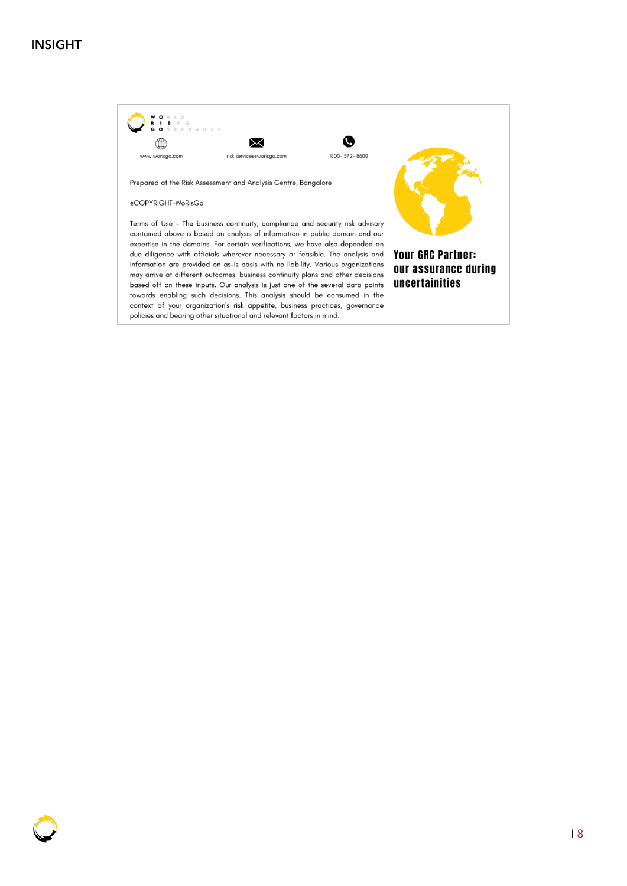WORLD RISK & GOVERNANCE

www.worisgo.com

risk.services@worisgo.com

1800- 572- 8600

Prepared at the Risk Assessment and Analysis Centre, Bangalore

@COPYRIGHT-WoRisGo

Terms of Use - The business continuity, compliance and security risk advisory contained above is based on analysis of information in public domain and our expertise in the domains. For certain verifications, we have also depended on due diligence with officials wherever necessary or feasible. The analysis and information are provided on as-is basis with no liability. Various organizations may arrive at different outcomes, business continuity plans and other decisions based off on these inputs. Our analysis is just one of the several data points towards enabling such decisions. This analysis should be consumed in the context of your organization's risk appetite, business practices, governance policies and bearing other situational and relevant factors in mind.

**Your GRC Partner: our assurance during uncertainities**